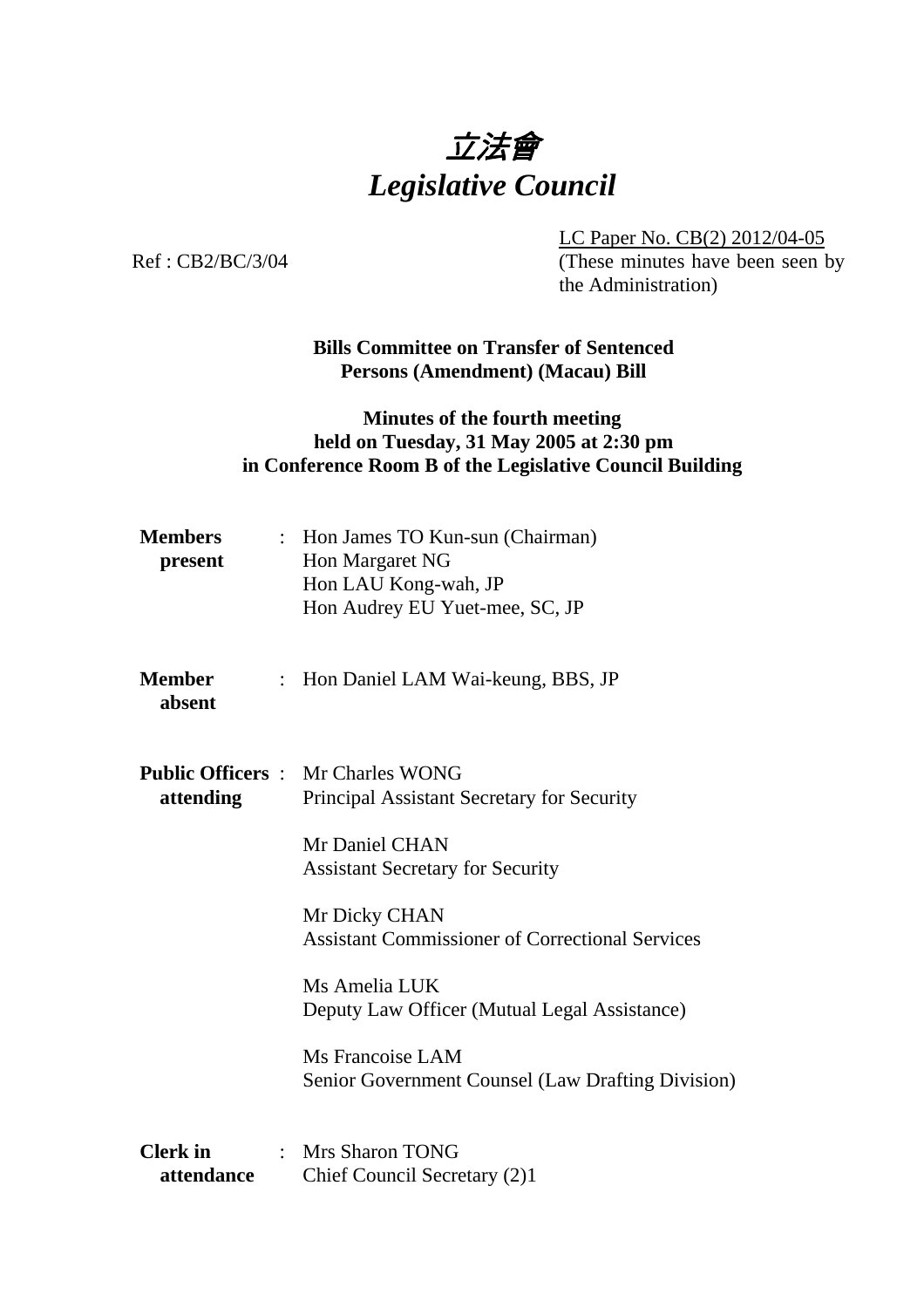# *立法會*
# *Legislative Council*

Ref : CB2/BC/3/04

LC Paper No. CB(2) 2012/04-05
(These minutes have been seen by the Administration)

**Bills Committee on Transfer of Sentenced Persons (Amendment) (Macau) Bill**

**Minutes of the fourth meeting held on Tuesday, 31 May 2005 at 2:30 pm in Conference Room B of the Legislative Council Building**

| | | |
|---|---|---|
| **Members present** | : | Hon James TO Kun-sun (Chairman)<br>Hon Margaret NG<br>Hon LAU Kong-wah, JP<br>Hon Audrey EU Yuet-mee, SC, JP |
| **Member absent** | : | Hon Daniel LAM Wai-keung, BBS, JP |
| **Public Officers attending** | : | Mr Charles WONG<br>Principal Assistant Secretary for Security<br><br>Mr Daniel CHAN<br>Assistant Secretary for Security<br><br>Mr Dicky CHAN<br>Assistant Commissioner of Correctional Services<br><br>Ms Amelia LUK<br>Deputy Law Officer (Mutual Legal Assistance)<br><br>Ms Francoise LAM<br>Senior Government Counsel (Law Drafting Division) |
| **Clerk in attendance** | : | Mrs Sharon TONG<br>Chief Council Secretary (2)1 |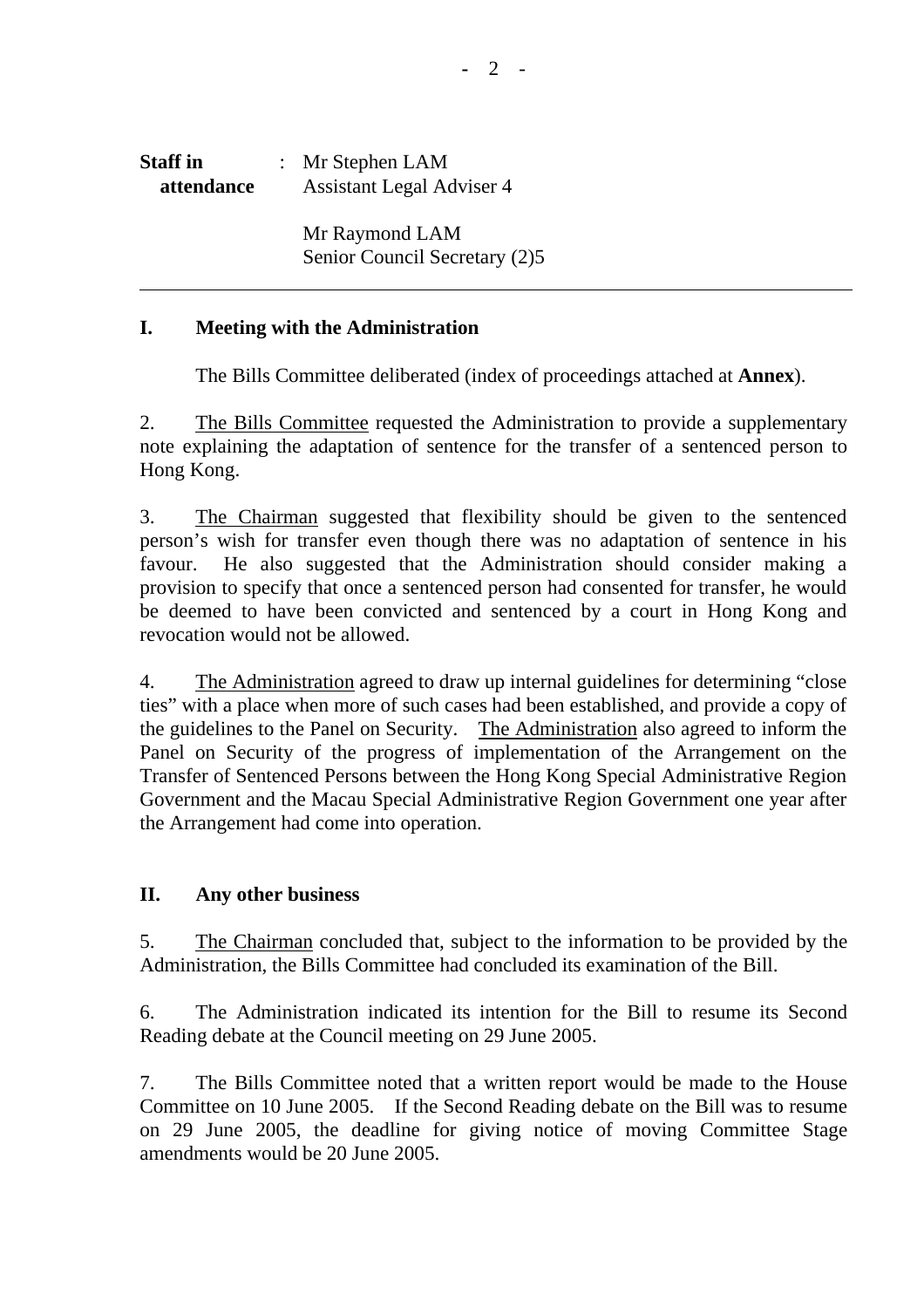**Staff in attendance** : Mr Stephen LAM
Assistant Legal Adviser 4

Mr Raymond LAM
Senior Council Secretary (2)5

---

## I. Meeting with the Administration

The Bills Committee deliberated (index of proceedings attached at **Annex**).

2. The Bills Committee requested the Administration to provide a supplementary note explaining the adaptation of sentence for the transfer of a sentenced person to Hong Kong.

3. The Chairman suggested that flexibility should be given to the sentenced person's wish for transfer even though there was no adaptation of sentence in his favour. He also suggested that the Administration should consider making a provision to specify that once a sentenced person had consented for transfer, he would be deemed to have been convicted and sentenced by a court in Hong Kong and revocation would not be allowed.

4. The Administration agreed to draw up internal guidelines for determining "close ties" with a place when more of such cases had been established, and provide a copy of the guidelines to the Panel on Security. The Administration also agreed to inform the Panel on Security of the progress of implementation of the Arrangement on the Transfer of Sentenced Persons between the Hong Kong Special Administrative Region Government and the Macau Special Administrative Region Government one year after the Arrangement had come into operation.

## II. Any other business

5. The Chairman concluded that, subject to the information to be provided by the Administration, the Bills Committee had concluded its examination of the Bill.

6. The Administration indicated its intention for the Bill to resume its Second Reading debate at the Council meeting on 29 June 2005.

7. The Bills Committee noted that a written report would be made to the House Committee on 10 June 2005. If the Second Reading debate on the Bill was to resume on 29 June 2005, the deadline for giving notice of moving Committee Stage amendments would be 20 June 2005.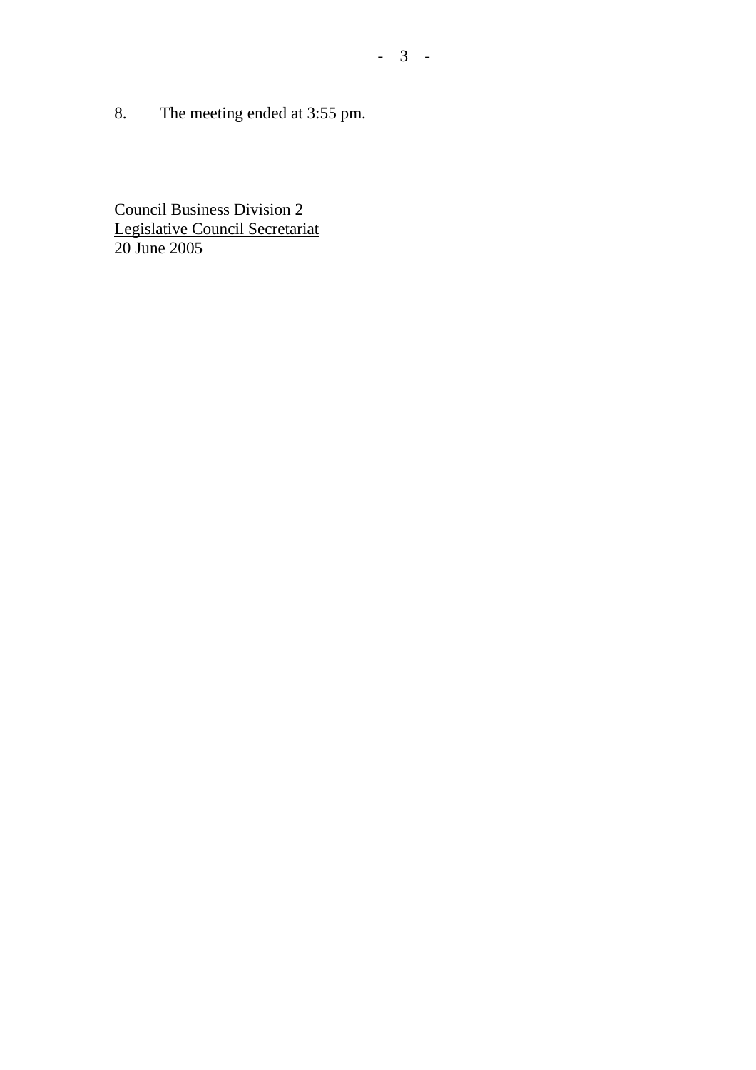8. The meeting ended at 3:55 pm.

Council Business Division 2
Legislative Council Secretariat
20 June 2005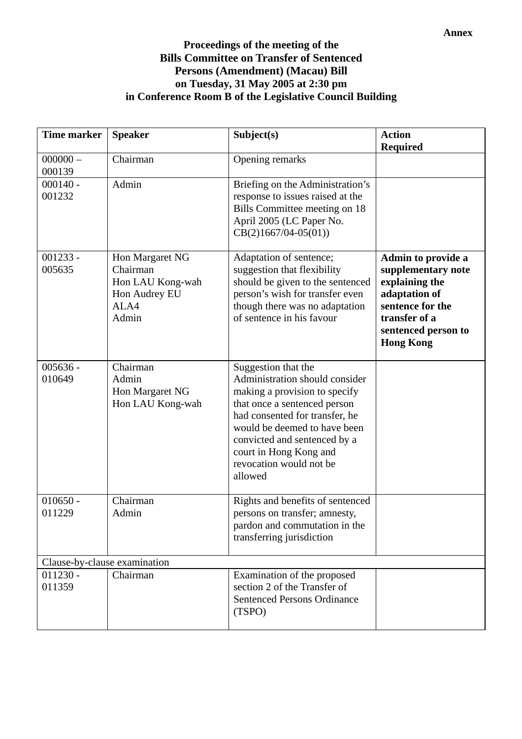**Annex**

**Proceedings of the meeting of the Bills Committee on Transfer of Sentenced Persons (Amendment) (Macau) Bill on Tuesday, 31 May 2005 at 2:30 pm in Conference Room B of the Legislative Council Building**

| Time marker | Speaker | Subject(s) | Action Required |
|---|---|---|---|
| 000000 – 000139 | Chairman | Opening remarks | |
| 000140 - 001232 | Admin | Briefing on the Administration's response to issues raised at the Bills Committee meeting on 18 April 2005 (LC Paper No. CB(2)1667/04-05(01)) | |
| 001233 - 005635 | Hon Margaret NG<br>Chairman<br>Hon LAU Kong-wah<br>Hon Audrey EU<br>ALA4<br>Admin | Adaptation of sentence; suggestion that flexibility should be given to the sentenced person's wish for transfer even though there was no adaptation of sentence in his favour | **Admin to provide a supplementary note explaining the adaptation of sentence for the transfer of a sentenced person to Hong Kong** |
| 005636 - 010649 | Chairman<br>Admin<br>Hon Margaret NG<br>Hon LAU Kong-wah | Suggestion that the Administration should consider making a provision to specify that once a sentenced person had consented for transfer, he would be deemed to have been convicted and sentenced by a court in Hong Kong and revocation would not be allowed | |
| 010650 - 011229 | Chairman<br>Admin | Rights and benefits of sentenced persons on transfer; amnesty, pardon and commutation in the transferring jurisdiction | |
| Clause-by-clause examination | | | |
| 011230 - 011359 | Chairman | Examination of the proposed section 2 of the Transfer of Sentenced Persons Ordinance (TSPO) | |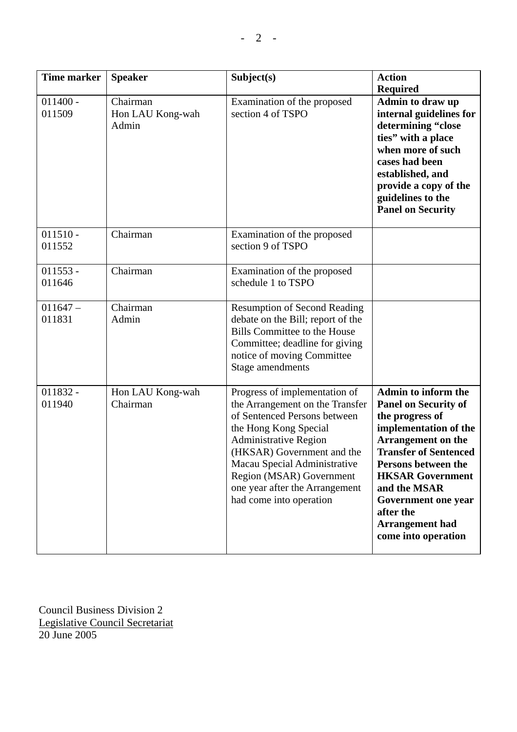| Time marker | Speaker | Subject(s) | Action Required |
|---|---|---|---|
| 011400 - 011509 | Chairman<br>Hon LAU Kong-wah<br>Admin | Examination of the proposed section 4 of TSPO | **Admin to draw up internal guidelines for determining "close ties" with a place when more of such cases had been established, and provide a copy of the guidelines to the Panel on Security** |
| 011510 - 011552 | Chairman | Examination of the proposed section 9 of TSPO | |
| 011553 - 011646 | Chairman | Examination of the proposed schedule 1 to TSPO | |
| 011647 – 011831 | Chairman<br>Admin | Resumption of Second Reading debate on the Bill; report of the Bills Committee to the House Committee; deadline for giving notice of moving Committee Stage amendments | |
| 011832 - 011940 | Hon LAU Kong-wah<br>Chairman | Progress of implementation of the Arrangement on the Transfer of Sentenced Persons between the Hong Kong Special Administrative Region (HKSAR) Government and the Macau Special Administrative Region (MSAR) Government one year after the Arrangement had come into operation | **Admin to inform the Panel on Security of the progress of implementation of the Arrangement on the Transfer of Sentenced Persons between the HKSAR Government and the MSAR Government one year after the Arrangement had come into operation** |

Council Business Division 2
Legislative Council Secretariat
20 June 2005